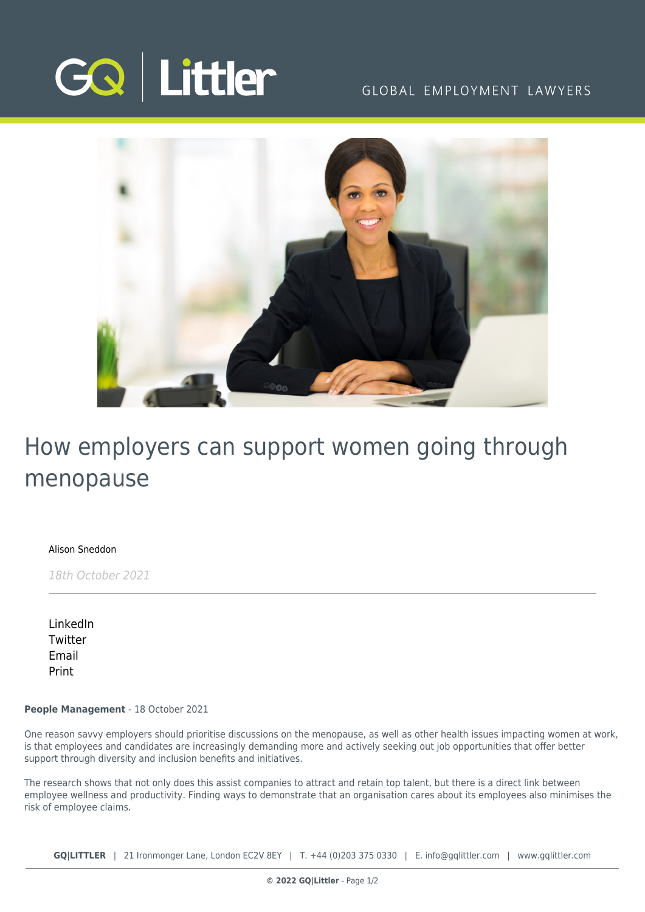# How employers can support women going through menopause

Alison Sneddon

*18th October 2021*

LinkedIn
Twitter
Email
Print

**People Management** - 18 October 2021

One reason savvy employers should prioritise discussions on the menopause, as well as other health issues impacting women at work, is that employees and candidates are increasingly demanding more and actively seeking out job opportunities that offer better support through diversity and inclusion benefits and initiatives.

The research shows that not only does this assist companies to attract and retain top talent, but there is a direct link between employee wellness and productivity. Finding ways to demonstrate that an organisation cares about its employees also minimises the risk of employee claims.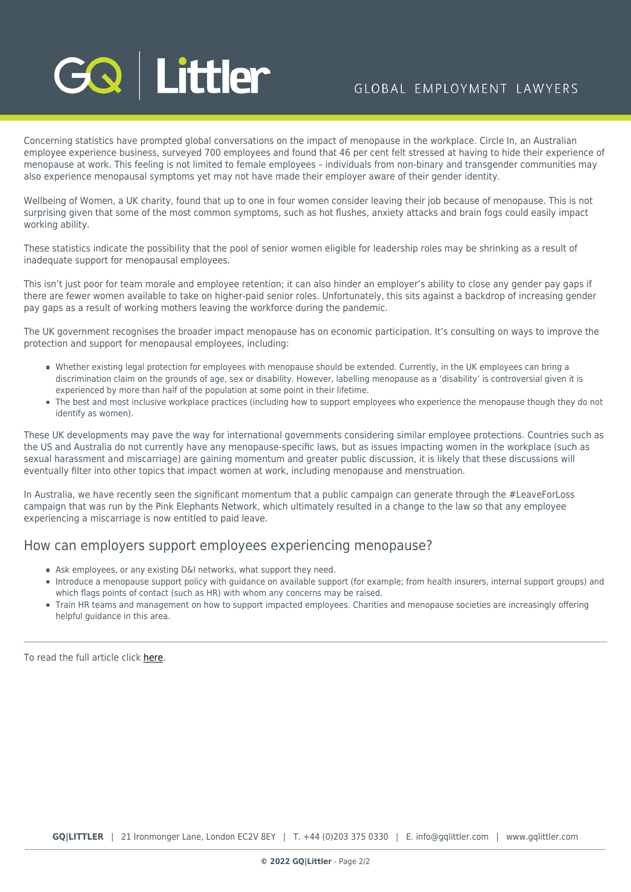Concerning statistics have prompted global conversations on the impact of menopause in the workplace. Circle In, an Australian employee experience business, surveyed 700 employees and found that 46 per cent felt stressed at having to hide their experience of menopause at work. This feeling is not limited to female employees – individuals from non-binary and transgender communities may also experience menopausal symptoms yet may not have made their employer aware of their gender identity.

Wellbeing of Women, a UK charity, found that up to one in four women consider leaving their job because of menopause. This is not surprising given that some of the most common symptoms, such as hot flushes, anxiety attacks and brain fogs could easily impact working ability.

These statistics indicate the possibility that the pool of senior women eligible for leadership roles may be shrinking as a result of inadequate support for menopausal employees.

This isn't just poor for team morale and employee retention; it can also hinder an employer's ability to close any gender pay gaps if there are fewer women available to take on higher-paid senior roles. Unfortunately, this sits against a backdrop of increasing gender pay gaps as a result of working mothers leaving the workforce during the pandemic.

The UK government recognises the broader impact menopause has on economic participation. It's consulting on ways to improve the protection and support for menopausal employees, including:

- Whether existing legal protection for employees with menopause should be extended. Currently, in the UK employees can bring a discrimination claim on the grounds of age, sex or disability. However, labelling menopause as a 'disability' is controversial given it is experienced by more than half of the population at some point in their lifetime.
- The best and most inclusive workplace practices (including how to support employees who experience the menopause though they do not identify as women).

These UK developments may pave the way for international governments considering similar employee protections. Countries such as the US and Australia do not currently have any menopause-specific laws, but as issues impacting women in the workplace (such as sexual harassment and miscarriage) are gaining momentum and greater public discussion, it is likely that these discussions will eventually filter into other topics that impact women at work, including menopause and menstruation.

In Australia, we have recently seen the significant momentum that a public campaign can generate through the #LeaveForLoss campaign that was run by the Pink Elephants Network, which ultimately resulted in a change to the law so that any employee experiencing a miscarriage is now entitled to paid leave.

## How can employers support employees experiencing menopause?

- Ask employees, or any existing D&I networks, what support they need.
- Introduce a menopause support policy with guidance on available support (for example; from health insurers, internal support groups) and which flags points of contact (such as HR) with whom any concerns may be raised.
- Train HR teams and management on how to support impacted employees. Charities and menopause societies are increasingly offering helpful guidance in this area.

---

To read the full article click here.